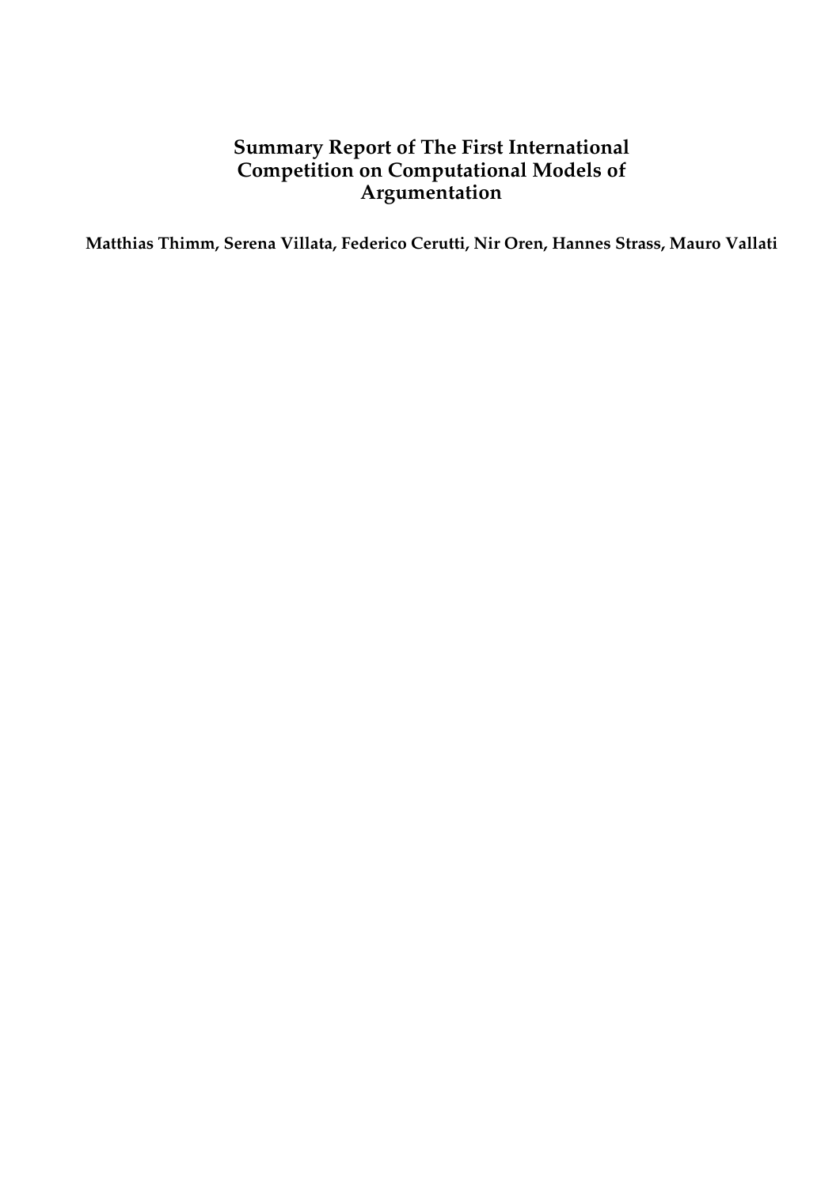# Summary Report of The First International Competition on Computational Models of Argumentation

**Matthias Thimm, Serena Villata, Federico Cerutti, Nir Oren, Hannes Strass, Mauro Vallati**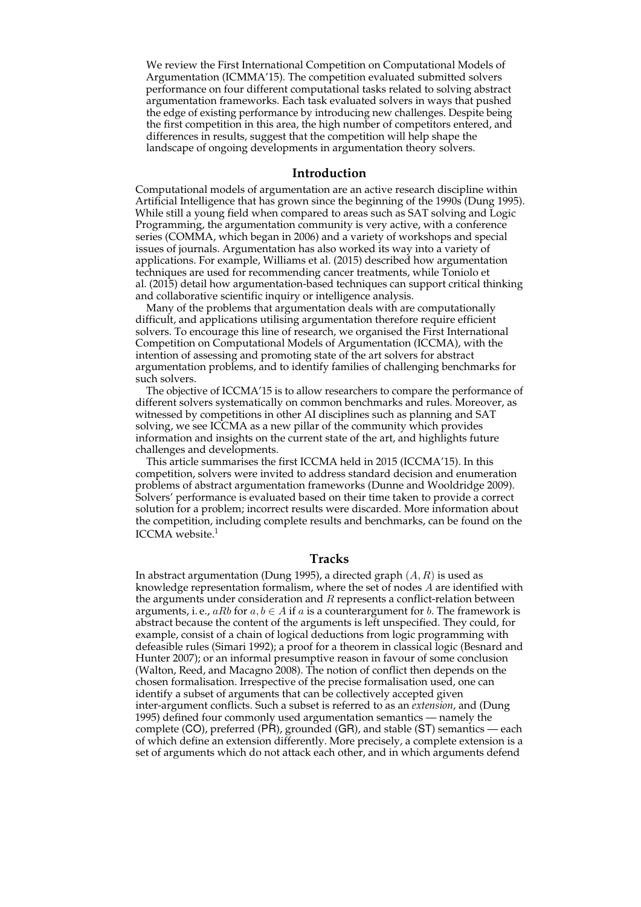We review the First International Competition on Computational Models of Argumentation (ICMMA'15). The competition evaluated submitted solvers performance on four different computational tasks related to solving abstract argumentation frameworks. Each task evaluated solvers in ways that pushed the edge of existing performance by introducing new challenges. Despite being the first competition in this area, the high number of competitors entered, and differences in results, suggest that the competition will help shape the landscape of ongoing developments in argumentation theory solvers.

## Introduction

Computational models of argumentation are an active research discipline within Artificial Intelligence that has grown since the beginning of the 1990s (Dung 1995). While still a young field when compared to areas such as SAT solving and Logic Programming, the argumentation community is very active, with a conference series (COMMA, which began in 2006) and a variety of workshops and special issues of journals. Argumentation has also worked its way into a variety of applications. For example, Williams et al. (2015) described how argumentation techniques are used for recommending cancer treatments, while Toniolo et al. (2015) detail how argumentation-based techniques can support critical thinking and collaborative scientific inquiry or intelligence analysis.

Many of the problems that argumentation deals with are computationally difficult, and applications utilising argumentation therefore require efficient solvers. To encourage this line of research, we organised the First International Competition on Computational Models of Argumentation (ICCMA), with the intention of assessing and promoting state of the art solvers for abstract argumentation problems, and to identify families of challenging benchmarks for such solvers.

The objective of ICCMA'15 is to allow researchers to compare the performance of different solvers systematically on common benchmarks and rules. Moreover, as witnessed by competitions in other AI disciplines such as planning and SAT solving, we see ICCMA as a new pillar of the community which provides information and insights on the current state of the art, and highlights future challenges and developments.

This article summarises the first ICCMA held in 2015 (ICCMA'15). In this competition, solvers were invited to address standard decision and enumeration problems of abstract argumentation frameworks (Dunne and Wooldridge 2009). Solvers' performance is evaluated based on their time taken to provide a correct solution for a problem; incorrect results were discarded. More information about the competition, including complete results and benchmarks, can be found on the ICCMA website.[1]

## Tracks

In abstract argumentation (Dung 1995), a directed graph $(A, R)$ is used as knowledge representation formalism, where the set of nodes $A$ are identified with the arguments under consideration and $R$ represents a conflict-relation between arguments, i. e., $aRb$ for $a, b \in A$ if $a$ is a counterargument for $b$. The framework is abstract because the content of the arguments is left unspecified. They could, for example, consist of a chain of logical deductions from logic programming with defeasible rules (Simari 1992); a proof for a theorem in classical logic (Besnard and Hunter 2007); or an informal presumptive reason in favour of some conclusion (Walton, Reed, and Macagno 2008). The notion of conflict then depends on the chosen formalisation. Irrespective of the precise formalisation used, one can identify a subset of arguments that can be collectively accepted given inter-argument conflicts. Such a subset is referred to as an *extension*, and (Dung 1995) defined four commonly used argumentation semantics — namely the complete (CO), preferred (PR), grounded (GR), and stable (ST) semantics — each of which define an extension differently. More precisely, a complete extension is a set of arguments which do not attack each other, and in which arguments defend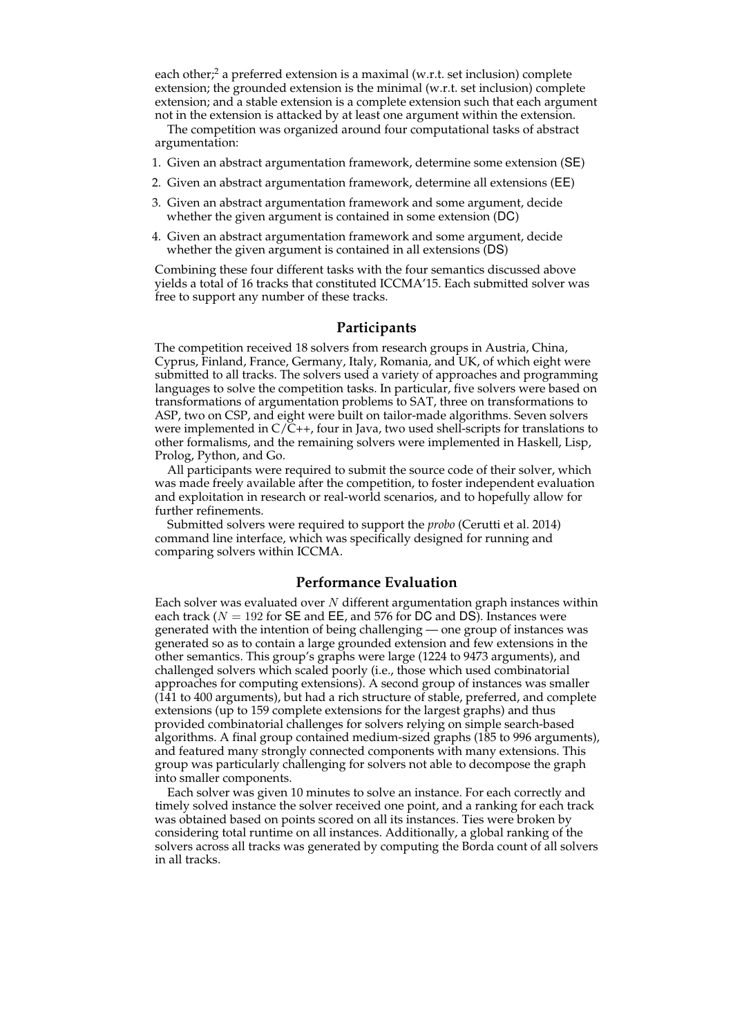each other;[2] a preferred extension is a maximal (w.r.t. set inclusion) complete extension; the grounded extension is the minimal (w.r.t. set inclusion) complete extension; and a stable extension is a complete extension such that each argument not in the extension is attacked by at least one argument within the extension.

The competition was organized around four computational tasks of abstract argumentation:

1. Given an abstract argumentation framework, determine some extension (SE)
2. Given an abstract argumentation framework, determine all extensions (EE)
3. Given an abstract argumentation framework and some argument, decide whether the given argument is contained in some extension (DC)
4. Given an abstract argumentation framework and some argument, decide whether the given argument is contained in all extensions (DS)

Combining these four different tasks with the four semantics discussed above yields a total of 16 tracks that constituted ICCMA'15. Each submitted solver was free to support any number of these tracks.

## Participants

The competition received 18 solvers from research groups in Austria, China, Cyprus, Finland, France, Germany, Italy, Romania, and UK, of which eight were submitted to all tracks. The solvers used a variety of approaches and programming languages to solve the competition tasks. In particular, five solvers were based on transformations of argumentation problems to SAT, three on transformations to ASP, two on CSP, and eight were built on tailor-made algorithms. Seven solvers were implemented in C/C++, four in Java, two used shell-scripts for translations to other formalisms, and the remaining solvers were implemented in Haskell, Lisp, Prolog, Python, and Go.

All participants were required to submit the source code of their solver, which was made freely available after the competition, to foster independent evaluation and exploitation in research or real-world scenarios, and to hopefully allow for further refinements.

Submitted solvers were required to support the *probo* (Cerutti et al. 2014) command line interface, which was specifically designed for running and comparing solvers within ICCMA.

## Performance Evaluation

Each solver was evaluated over $N$ different argumentation graph instances within each track ($N = 192$ for SE and EE, and 576 for DC and DS). Instances were generated with the intention of being challenging — one group of instances was generated so as to contain a large grounded extension and few extensions in the other semantics. This group's graphs were large (1224 to 9473 arguments), and challenged solvers which scaled poorly (i.e., those which used combinatorial approaches for computing extensions). A second group of instances was smaller (141 to 400 arguments), but had a rich structure of stable, preferred, and complete extensions (up to 159 complete extensions for the largest graphs) and thus provided combinatorial challenges for solvers relying on simple search-based algorithms. A final group contained medium-sized graphs (185 to 996 arguments), and featured many strongly connected components with many extensions. This group was particularly challenging for solvers not able to decompose the graph into smaller components.

Each solver was given 10 minutes to solve an instance. For each correctly and timely solved instance the solver received one point, and a ranking for each track was obtained based on points scored on all its instances. Ties were broken by considering total runtime on all instances. Additionally, a global ranking of the solvers across all tracks was generated by computing the Borda count of all solvers in all tracks.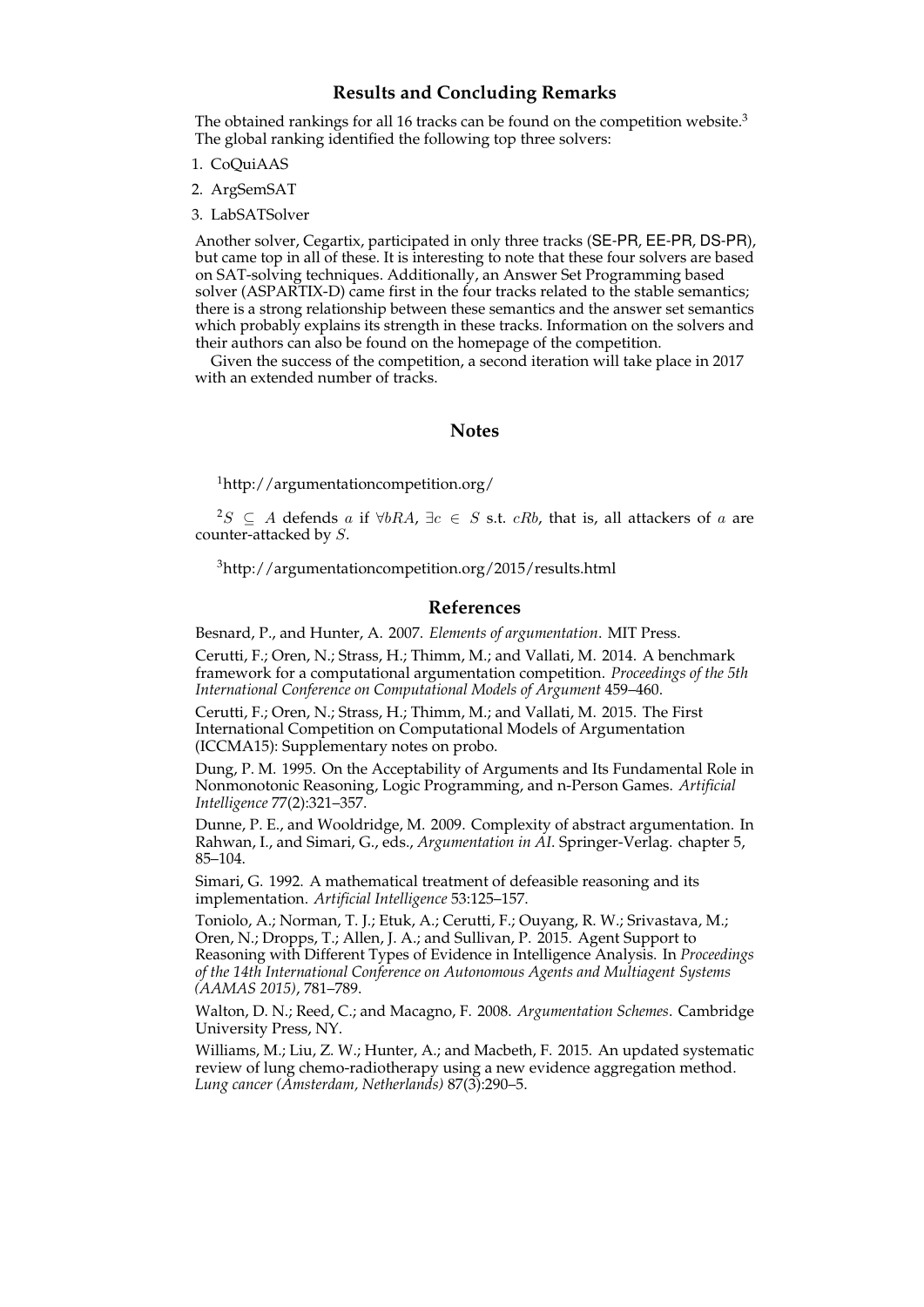## Results and Concluding Remarks

The obtained rankings for all 16 tracks can be found on the competition website.[3] The global ranking identified the following top three solvers:

1. CoQuiAAS
2. ArgSemSAT
3. LabSATSolver

Another solver, Cegartix, participated in only three tracks (SE-PR, EE-PR, DS-PR), but came top in all of these. It is interesting to note that these four solvers are based on SAT-solving techniques. Additionally, an Answer Set Programming based solver (ASPARTIX-D) came first in the four tracks related to the stable semantics; there is a strong relationship between these semantics and the answer set semantics which probably explains its strength in these tracks. Information on the solvers and their authors can also be found on the homepage of the competition.

Given the success of the competition, a second iteration will take place in 2017 with an extended number of tracks.

## Notes

[1]http://argumentationcompetition.org/

[2]$S \subseteq A$ defends $a$ if $\forall bRA$, $\exists c \in S$ s.t. $cRb$, that is, all attackers of $a$ are counter-attacked by $S$.

[3]http://argumentationcompetition.org/2015/results.html

## References

Besnard, P., and Hunter, A. 2007. *Elements of argumentation*. MIT Press.

Cerutti, F.; Oren, N.; Strass, H.; Thimm, M.; and Vallati, M. 2014. A benchmark framework for a computational argumentation competition. *Proceedings of the 5th International Conference on Computational Models of Argument* 459–460.

Cerutti, F.; Oren, N.; Strass, H.; Thimm, M.; and Vallati, M. 2015. The First International Competition on Computational Models of Argumentation (ICCMA15): Supplementary notes on probo.

Dung, P. M. 1995. On the Acceptability of Arguments and Its Fundamental Role in Nonmonotonic Reasoning, Logic Programming, and n-Person Games. *Artificial Intelligence* 77(2):321–357.

Dunne, P. E., and Wooldridge, M. 2009. Complexity of abstract argumentation. In Rahwan, I., and Simari, G., eds., *Argumentation in AI*. Springer-Verlag. chapter 5, 85–104.

Simari, G. 1992. A mathematical treatment of defeasible reasoning and its implementation. *Artificial Intelligence* 53:125–157.

Toniolo, A.; Norman, T. J.; Etuk, A.; Cerutti, F.; Ouyang, R. W.; Srivastava, M.; Oren, N.; Dropps, T.; Allen, J. A.; and Sullivan, P. 2015. Agent Support to Reasoning with Different Types of Evidence in Intelligence Analysis. In *Proceedings of the 14th International Conference on Autonomous Agents and Multiagent Systems (AAMAS 2015)*, 781–789.

Walton, D. N.; Reed, C.; and Macagno, F. 2008. *Argumentation Schemes*. Cambridge University Press, NY.

Williams, M.; Liu, Z. W.; Hunter, A.; and Macbeth, F. 2015. An updated systematic review of lung chemo-radiotherapy using a new evidence aggregation method. *Lung cancer (Amsterdam, Netherlands)* 87(3):290–5.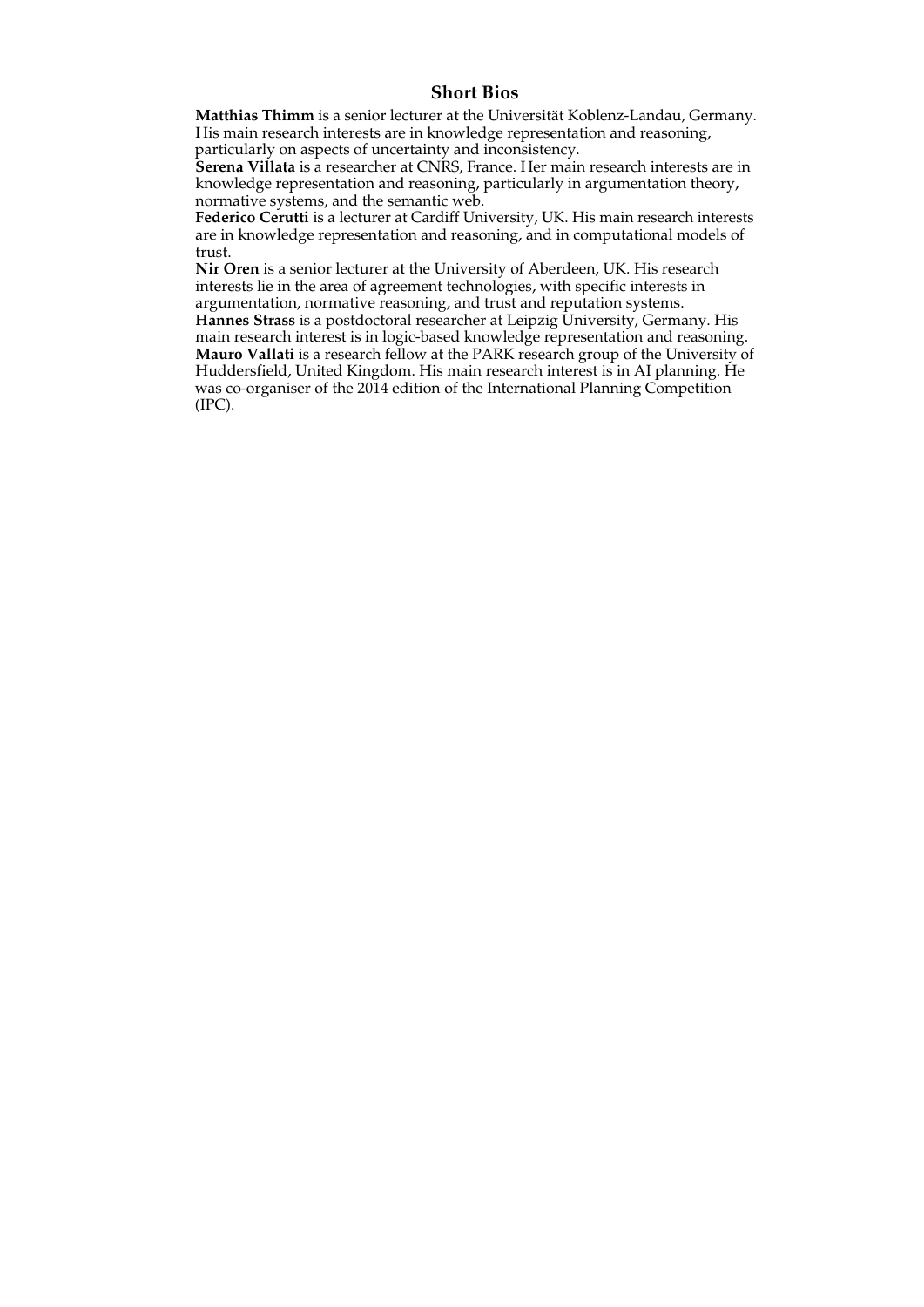## Short Bios

**Matthias Thimm** is a senior lecturer at the Universität Koblenz-Landau, Germany. His main research interests are in knowledge representation and reasoning, particularly on aspects of uncertainty and inconsistency.

**Serena Villata** is a researcher at CNRS, France. Her main research interests are in knowledge representation and reasoning, particularly in argumentation theory, normative systems, and the semantic web.

**Federico Cerutti** is a lecturer at Cardiff University, UK. His main research interests are in knowledge representation and reasoning, and in computational models of trust.

**Nir Oren** is a senior lecturer at the University of Aberdeen, UK. His research interests lie in the area of agreement technologies, with specific interests in argumentation, normative reasoning, and trust and reputation systems.

**Hannes Strass** is a postdoctoral researcher at Leipzig University, Germany. His main research interest is in logic-based knowledge representation and reasoning.

**Mauro Vallati** is a research fellow at the PARK research group of the University of Huddersfield, United Kingdom. His main research interest is in AI planning. He was co-organiser of the 2014 edition of the International Planning Competition (IPC).